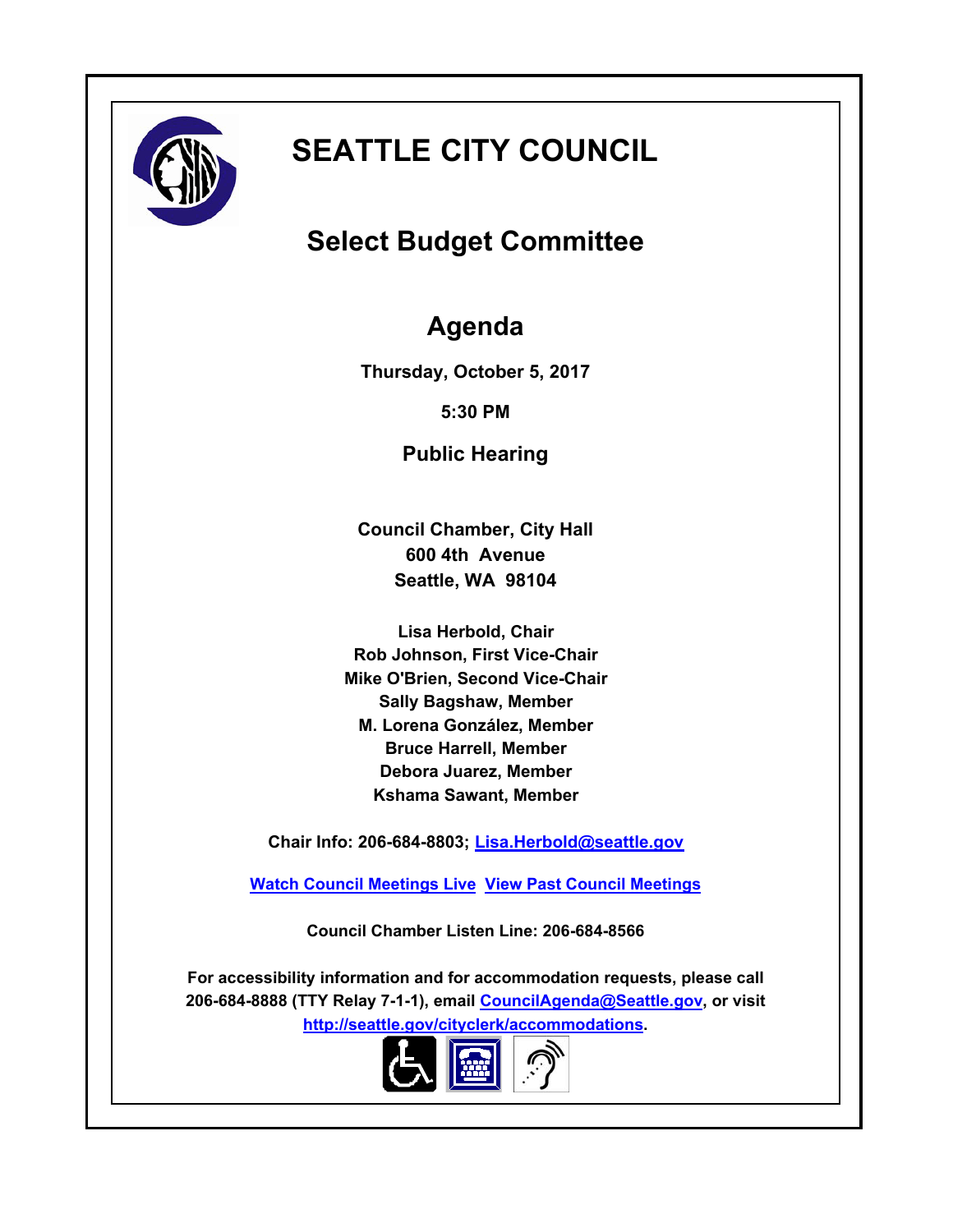# SEATTLE CITY COUNCIL

## Select Budget Committee

## Agenda

**Thursday, October 5, 2017**

**5:30 PM**

**Public Hearing**

**Council Chamber, City Hall**
**600 4th Avenue**
**Seattle, WA 98104**

**Lisa Herbold, Chair**
**Rob Johnson, First Vice-Chair**
**Mike O'Brien, Second Vice-Chair**
**Sally Bagshaw, Member**
**M. Lorena González, Member**
**Bruce Harrell, Member**
**Debora Juarez, Member**
**Kshama Sawant, Member**

**Chair Info: 206-684-8803; Lisa.Herbold@seattle.gov**

**Watch Council Meetings Live  View Past Council Meetings**

**Council Chamber Listen Line: 206-684-8566**

**For accessibility information and for accommodation requests, please call 206-684-8888 (TTY Relay 7-1-1), email CouncilAgenda@Seattle.gov, or visit http://seattle.gov/cityclerk/accommodations.**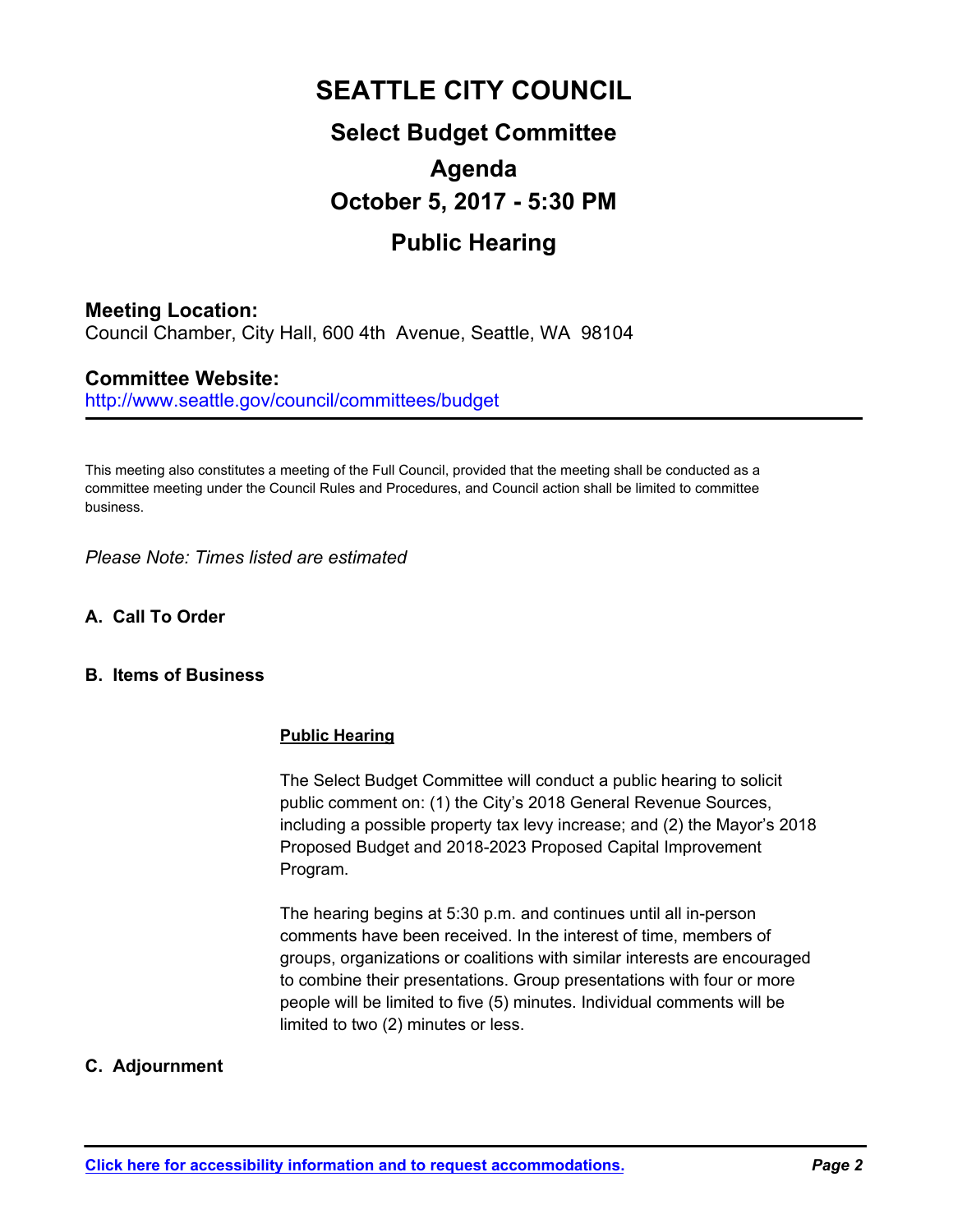# SEATTLE CITY COUNCIL

## Select Budget Committee

## Agenda

## October 5, 2017 - 5:30 PM

## Public Hearing

**Meeting Location:**
Council Chamber, City Hall, 600 4th Avenue, Seattle, WA 98104

**Committee Website:**
http://www.seattle.gov/council/committees/budget

---

This meeting also constitutes a meeting of the Full Council, provided that the meeting shall be conducted as a committee meeting under the Council Rules and Procedures, and Council action shall be limited to committee business.

*Please Note: Times listed are estimated*

### A. Call To Order

### B. Items of Business

**Public Hearing**

The Select Budget Committee will conduct a public hearing to solicit public comment on: (1) the City's 2018 General Revenue Sources, including a possible property tax levy increase; and (2) the Mayor's 2018 Proposed Budget and 2018-2023 Proposed Capital Improvement Program.

The hearing begins at 5:30 p.m. and continues until all in-person comments have been received. In the interest of time, members of groups, organizations or coalitions with similar interests are encouraged to combine their presentations. Group presentations with four or more people will be limited to five (5) minutes. Individual comments will be limited to two (2) minutes or less.

### C. Adjournment

**Click here for accessibility information and to request accommodations.**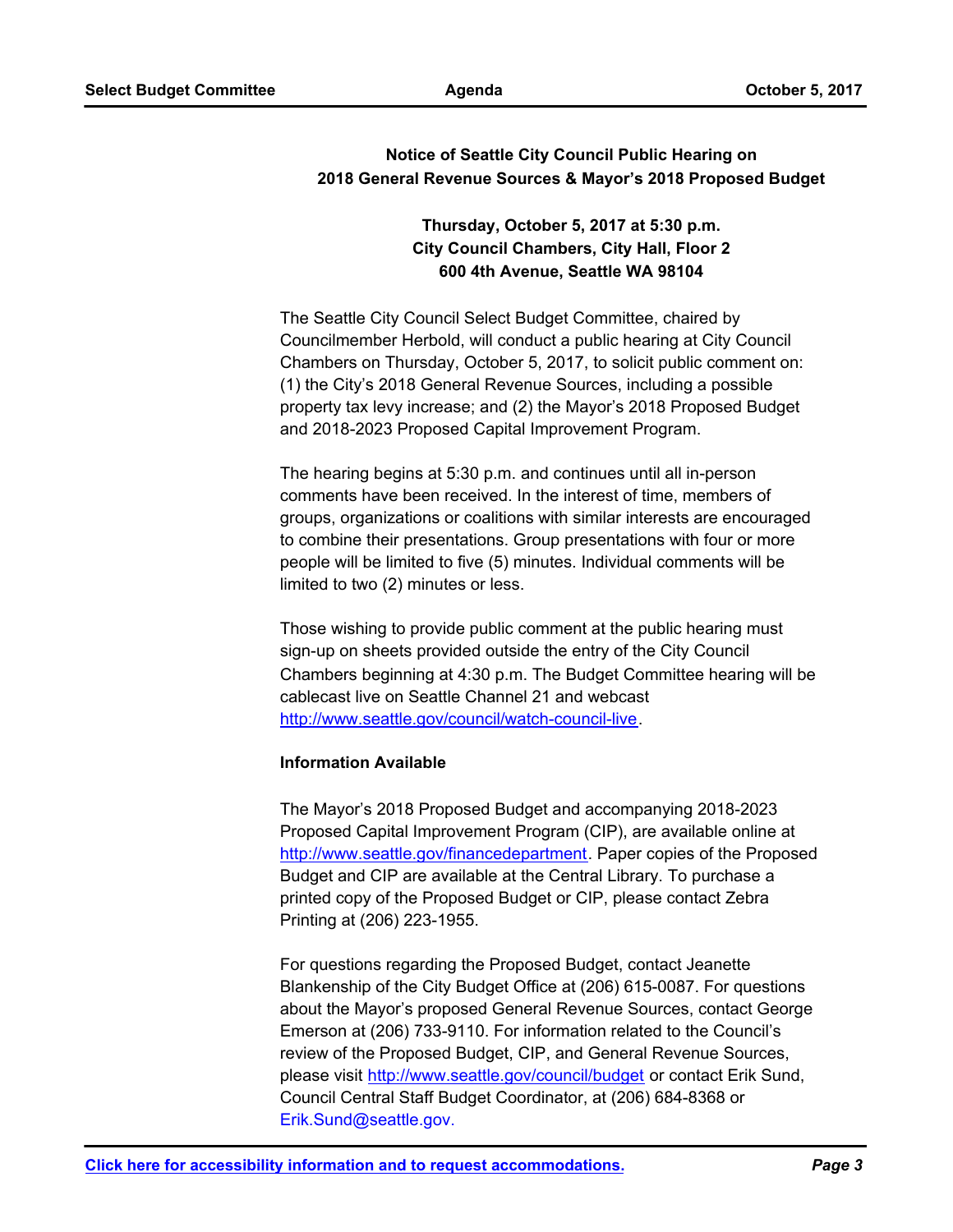**Notice of Seattle City Council Public Hearing on**
**2018 General Revenue Sources & Mayor's 2018 Proposed Budget**

**Thursday, October 5, 2017 at 5:30 p.m.**
**City Council Chambers, City Hall, Floor 2**
**600 4th Avenue, Seattle WA 98104**

The Seattle City Council Select Budget Committee, chaired by Councilmember Herbold, will conduct a public hearing at City Council Chambers on Thursday, October 5, 2017, to solicit public comment on: (1) the City's 2018 General Revenue Sources, including a possible property tax levy increase; and (2) the Mayor's 2018 Proposed Budget and 2018-2023 Proposed Capital Improvement Program.

The hearing begins at 5:30 p.m. and continues until all in-person comments have been received. In the interest of time, members of groups, organizations or coalitions with similar interests are encouraged to combine their presentations. Group presentations with four or more people will be limited to five (5) minutes. Individual comments will be limited to two (2) minutes or less.

Those wishing to provide public comment at the public hearing must sign-up on sheets provided outside the entry of the City Council Chambers beginning at 4:30 p.m. The Budget Committee hearing will be cablecast live on Seattle Channel 21 and webcast http://www.seattle.gov/council/watch-council-live.

**Information Available**

The Mayor's 2018 Proposed Budget and accompanying 2018-2023 Proposed Capital Improvement Program (CIP), are available online at http://www.seattle.gov/financedepartment. Paper copies of the Proposed Budget and CIP are available at the Central Library. To purchase a printed copy of the Proposed Budget or CIP, please contact Zebra Printing at (206) 223-1955.

For questions regarding the Proposed Budget, contact Jeanette Blankenship of the City Budget Office at (206) 615-0087. For questions about the Mayor's proposed General Revenue Sources, contact George Emerson at (206) 733-9110. For information related to the Council's review of the Proposed Budget, CIP, and General Revenue Sources, please visit http://www.seattle.gov/council/budget or contact Erik Sund, Council Central Staff Budget Coordinator, at (206) 684-8368 or Erik.Sund@seattle.gov.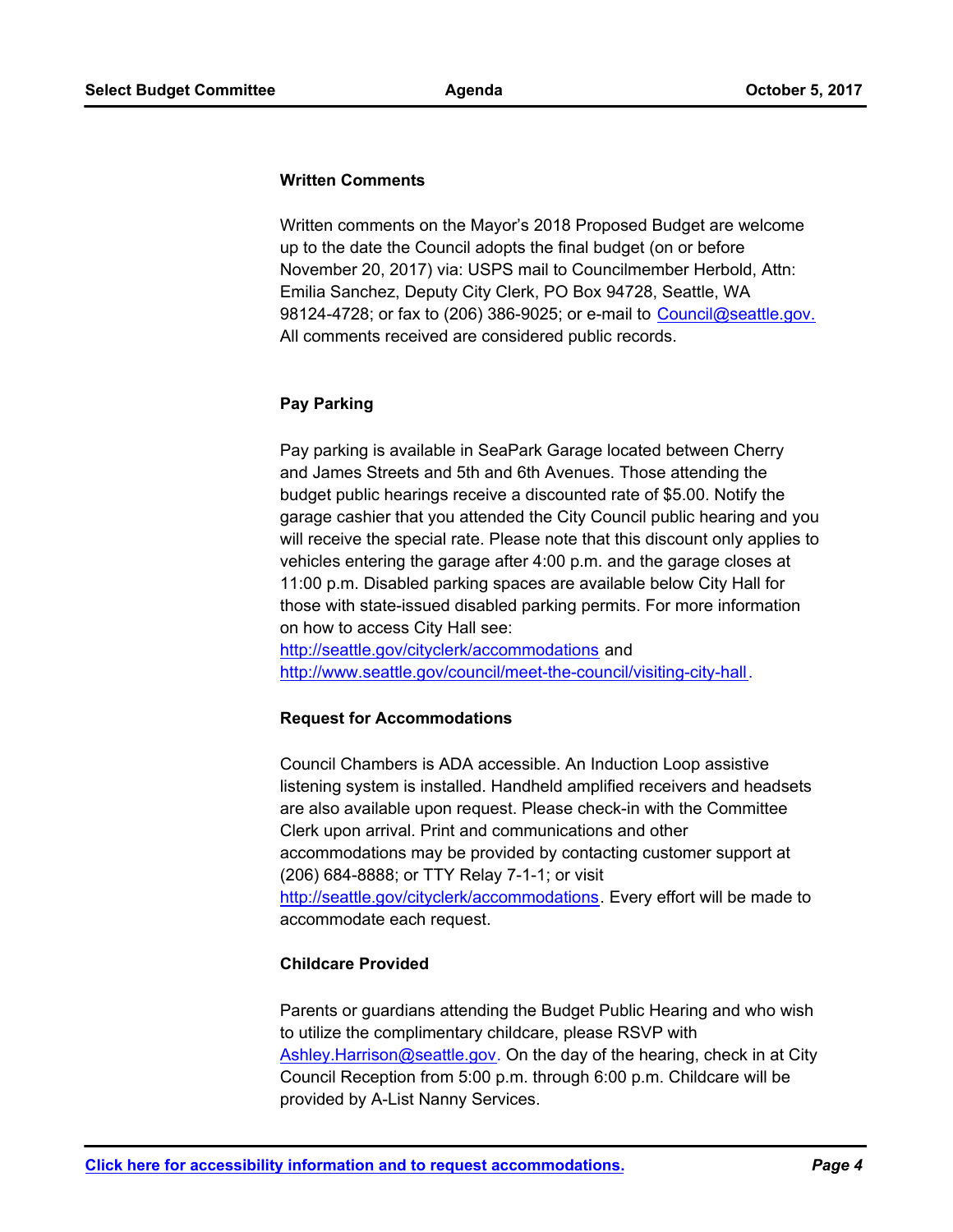**Written Comments**

Written comments on the Mayor’s 2018 Proposed Budget are welcome up to the date the Council adopts the final budget (on or before November 20, 2017) via: USPS mail to Councilmember Herbold, Attn: Emilia Sanchez, Deputy City Clerk, PO Box 94728, Seattle, WA 98124-4728; or fax to (206) 386-9025; or e-mail to Council@seattle.gov. All comments received are considered public records.

**Pay Parking**

Pay parking is available in SeaPark Garage located between Cherry and James Streets and 5th and 6th Avenues. Those attending the budget public hearings receive a discounted rate of $5.00. Notify the garage cashier that you attended the City Council public hearing and you will receive the special rate. Please note that this discount only applies to vehicles entering the garage after 4:00 p.m. and the garage closes at 11:00 p.m. Disabled parking spaces are available below City Hall for those with state-issued disabled parking permits. For more information on how to access City Hall see: http://seattle.gov/cityclerk/accommodations and http://www.seattle.gov/council/meet-the-council/visiting-city-hall.

**Request for Accommodations**

Council Chambers is ADA accessible. An Induction Loop assistive listening system is installed. Handheld amplified receivers and headsets are also available upon request. Please check-in with the Committee Clerk upon arrival. Print and communications and other accommodations may be provided by contacting customer support at (206) 684-8888; or TTY Relay 7-1-1; or visit http://seattle.gov/cityclerk/accommodations. Every effort will be made to accommodate each request.

**Childcare Provided**

Parents or guardians attending the Budget Public Hearing and who wish to utilize the complimentary childcare, please RSVP with Ashley.Harrison@seattle.gov. On the day of the hearing, check in at City Council Reception from 5:00 p.m. through 6:00 p.m. Childcare will be provided by A-List Nanny Services.